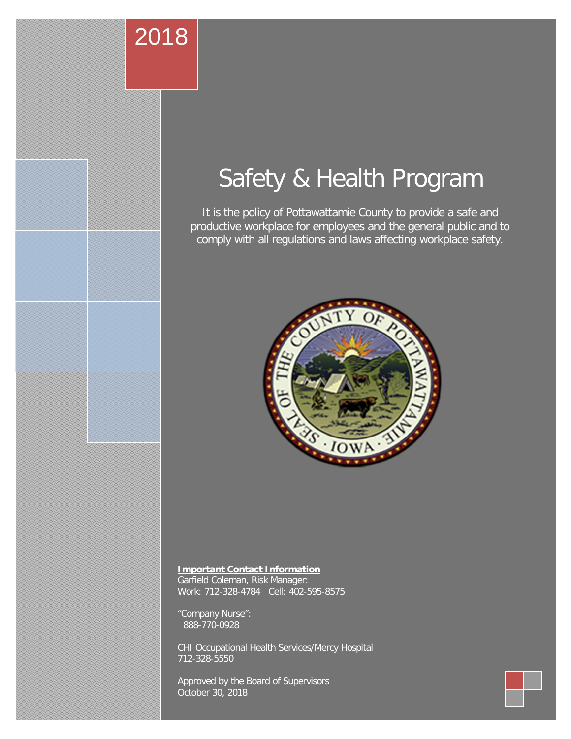2018

# Safety & Health Program

It is the policy of Pottawattamie County to provide a safe and productive workplace for employees and the general public and to comply with all regulations and laws affecting workplace safety.

**Important Contact Information**

Garfield Coleman, Risk Manager:
Work: 712-328-4784 Cell: 402-595-8575

"Company Nurse":
888-770-0928

CHI Occupational Health Services/Mercy Hospital
712-328-5550

Approved by the Board of Supervisors
October 30, 2018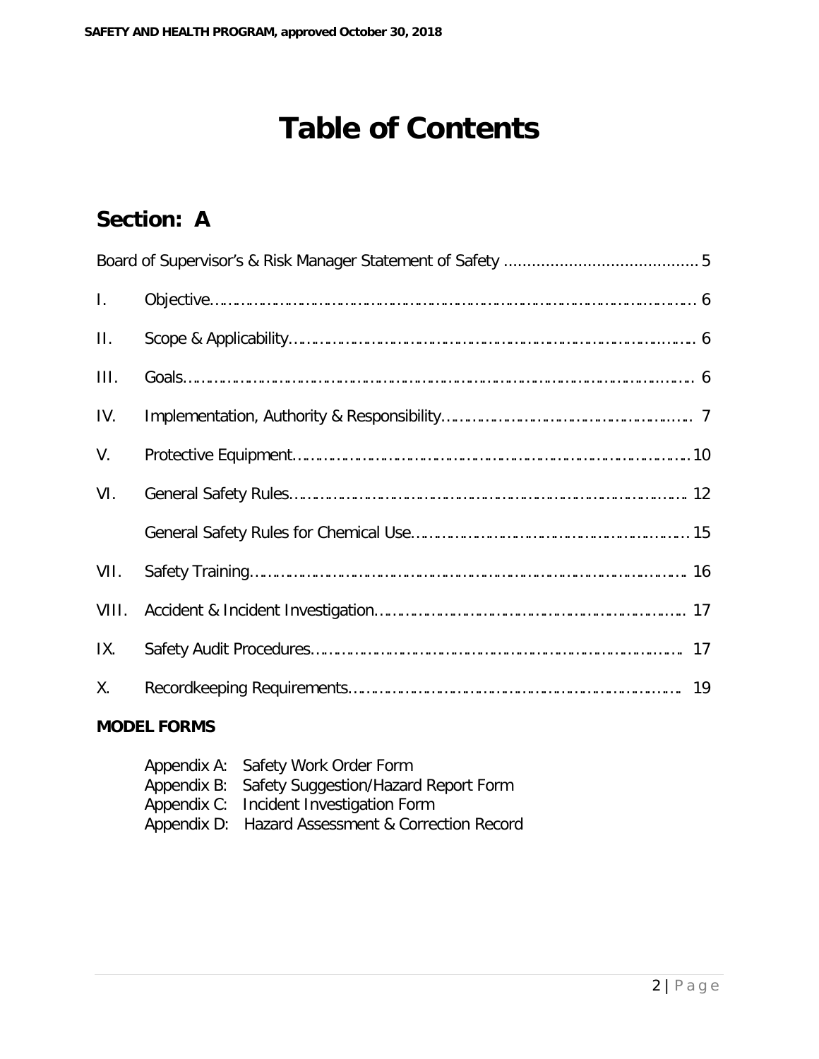# Table of Contents

## Section: A

Board of Supervisor's & Risk Manager Statement of Safety .......................................... 5

I. Objective................................................................................................................ 6

II. Scope & Applicability................................................................................................ 6

III. Goals.................................................................................................................... 6

IV. Implementation, Authority & Responsibility................................................................ 7

V. Protective Equipment.............................................................................................. 10

VI. General Safety Rules.............................................................................................. 12

General Safety Rules for Chemical Use...................................................................... 15

VII. Safety Training...................................................................................................... 16

VIII. Accident & Incident Investigation............................................................................. 17

IX. Safety Audit Procedures.......................................................................................... 17

X. Recordkeeping Requirements.................................................................................. 19

**MODEL FORMS**

Appendix A: Safety Work Order Form
Appendix B: Safety Suggestion/Hazard Report Form
Appendix C: Incident Investigation Form
Appendix D: Hazard Assessment & Correction Record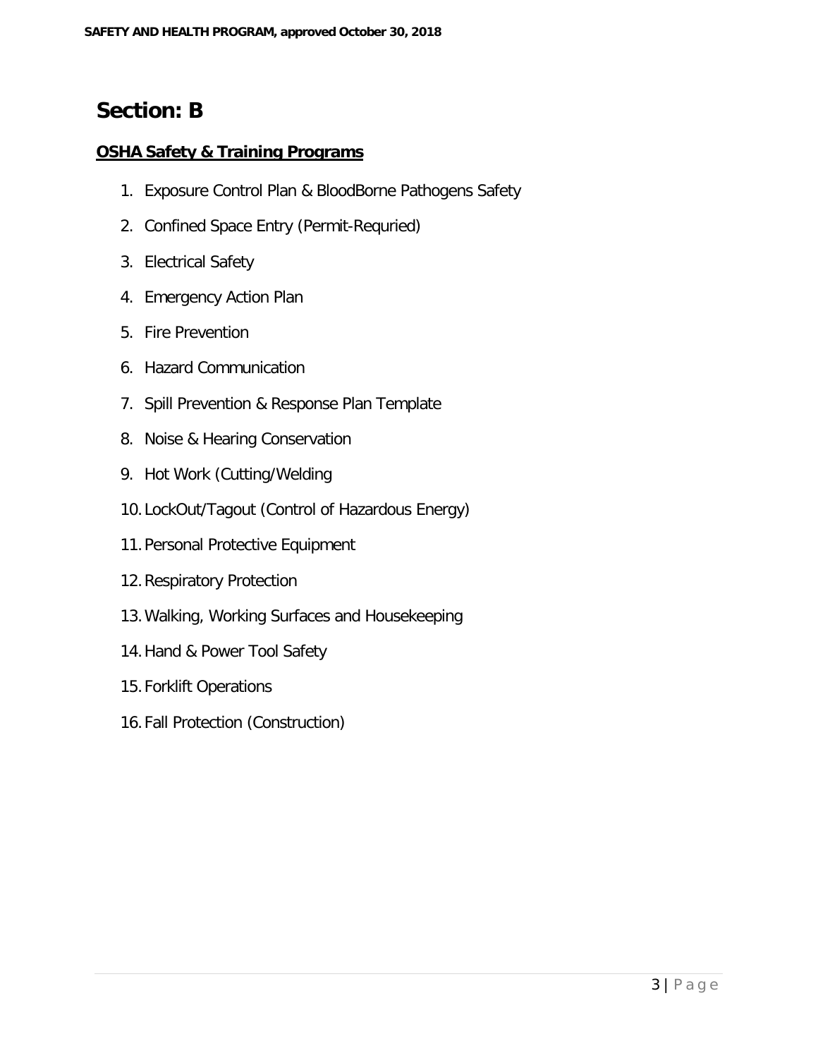# Section: B

**OSHA Safety & Training Programs**

1. Exposure Control Plan & BloodBorne Pathogens Safety
2. Confined Space Entry (Permit-Requried)
3. Electrical Safety
4. Emergency Action Plan
5. Fire Prevention
6. Hazard Communication
7. Spill Prevention & Response Plan Template
8. Noise & Hearing Conservation
9. Hot Work (Cutting/Welding
10. LockOut/Tagout (Control of Hazardous Energy)
11. Personal Protective Equipment
12. Respiratory Protection
13. Walking, Working Surfaces and Housekeeping
14. Hand & Power Tool Safety
15. Forklift Operations
16. Fall Protection (Construction)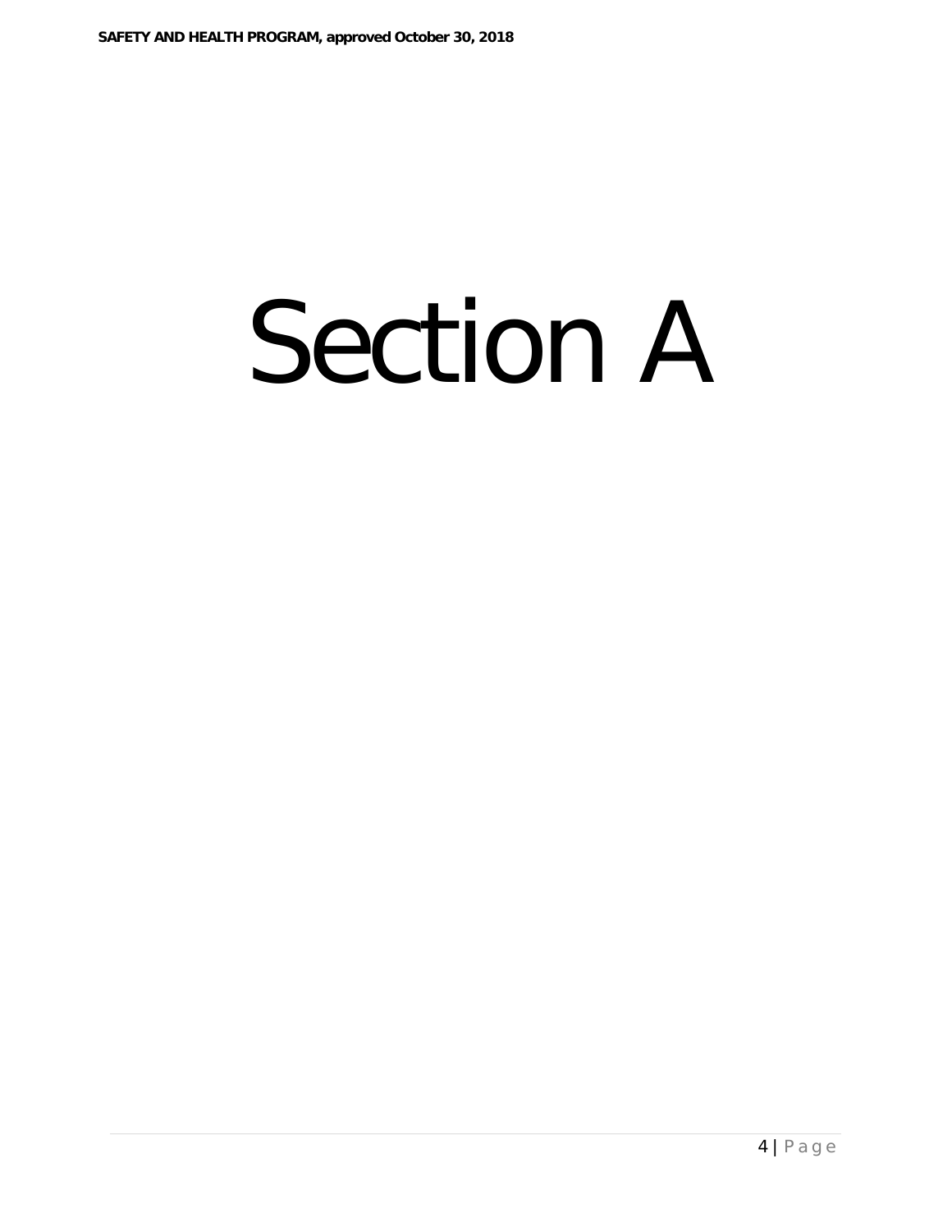# Section A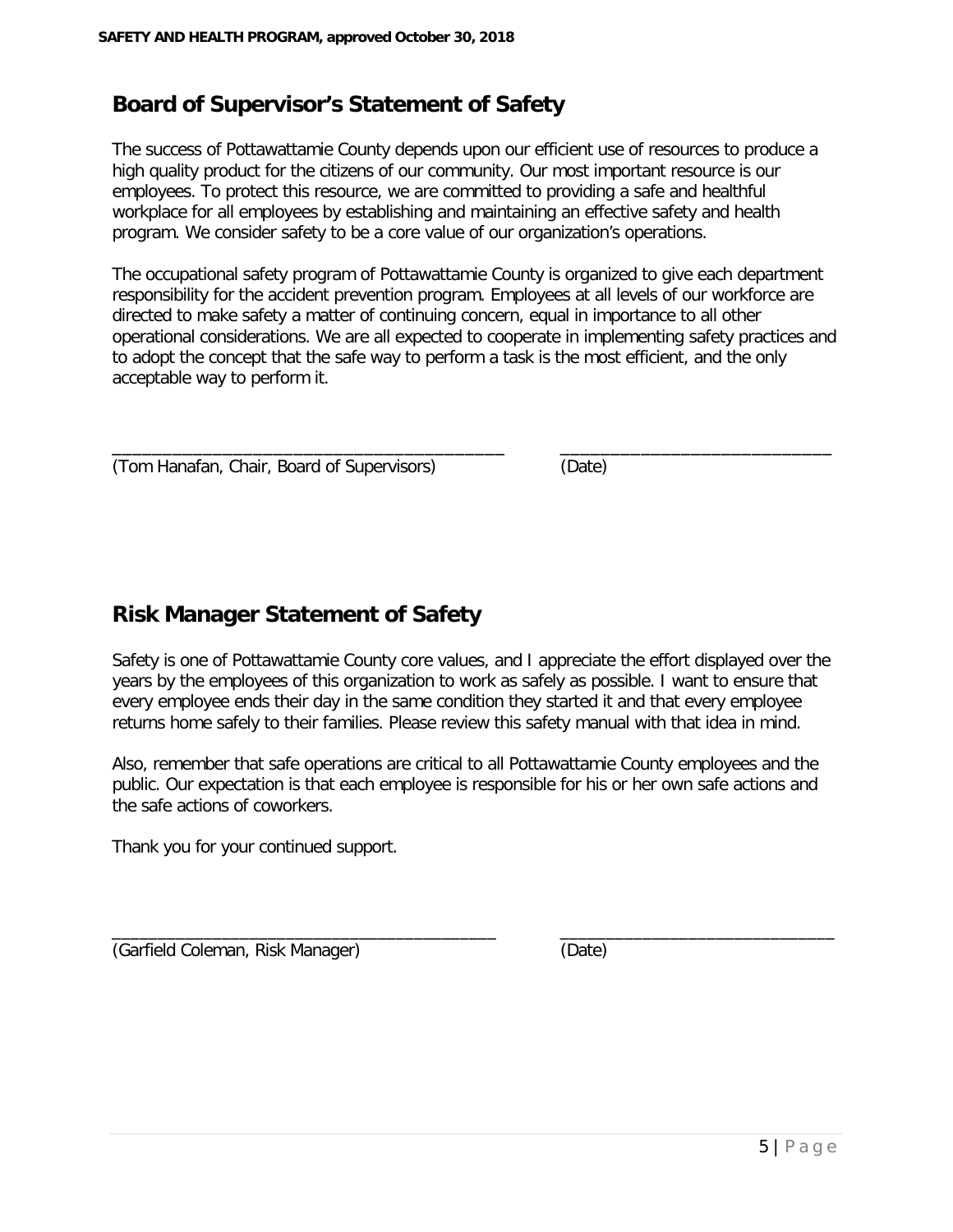## Board of Supervisor's Statement of Safety

The success of Pottawattamie County depends upon our efficient use of resources to produce a high quality product for the citizens of our community. Our most important resource is our employees. To protect this resource, we are committed to providing a safe and healthful workplace for all employees by establishing and maintaining an effective safety and health program. We consider safety to be a core value of our organization's operations.

The occupational safety program of Pottawattamie County is organized to give each department responsibility for the accident prevention program. Employees at all levels of our workforce are directed to make safety a matter of continuing concern, equal in importance to all other operational considerations. We are all expected to cooperate in implementing safety practices and to adopt the concept that the safe way to perform a task is the most efficient, and the only acceptable way to perform it.

___________________________________________ _____________________________

(Tom Hanafan, Chair, Board of Supervisors) (Date)

## Risk Manager Statement of Safety

Safety is one of Pottawattamie County core values, and I appreciate the effort displayed over the years by the employees of this organization to work as safely as possible. I want to ensure that every employee ends their day in the same condition they started it and that every employee returns home safely to their families. Please review this safety manual with that idea in mind.

Also, remember that safe operations are critical to all Pottawattamie County employees and the public. Our expectation is that each employee is responsible for his or her own safe actions and the safe actions of coworkers.

Thank you for your continued support.

___________________________________________ _____________________________

(Garfield Coleman, Risk Manager) (Date)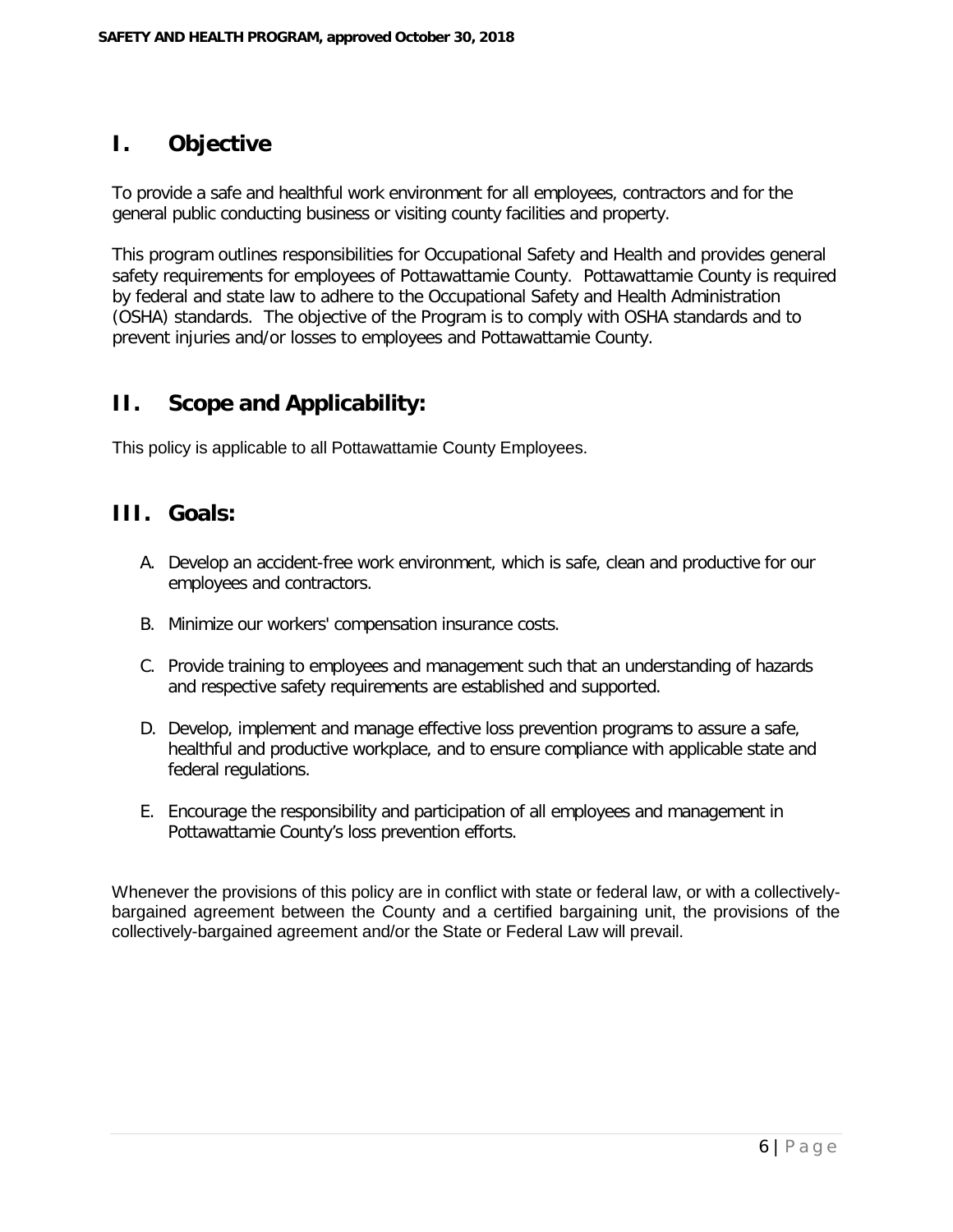## I. Objective

To provide a safe and healthful work environment for all employees, contractors and for the general public conducting business or visiting county facilities and property.

This program outlines responsibilities for Occupational Safety and Health and provides general safety requirements for employees of Pottawattamie County. Pottawattamie County is required by federal and state law to adhere to the Occupational Safety and Health Administration (OSHA) standards. The objective of the Program is to comply with OSHA standards and to prevent injuries and/or losses to employees and Pottawattamie County.

## II. Scope and Applicability:

This policy is applicable to all Pottawattamie County Employees.

## III. Goals:

A. Develop an accident-free work environment, which is safe, clean and productive for our employees and contractors.

B. Minimize our workers' compensation insurance costs.

C. Provide training to employees and management such that an understanding of hazards and respective safety requirements are established and supported.

D. Develop, implement and manage effective loss prevention programs to assure a safe, healthful and productive workplace, and to ensure compliance with applicable state and federal regulations.

E. Encourage the responsibility and participation of all employees and management in Pottawattamie County's loss prevention efforts.

Whenever the provisions of this policy are in conflict with state or federal law, or with a collectively-bargained agreement between the County and a certified bargaining unit, the provisions of the collectively-bargained agreement and/or the State or Federal Law will prevail.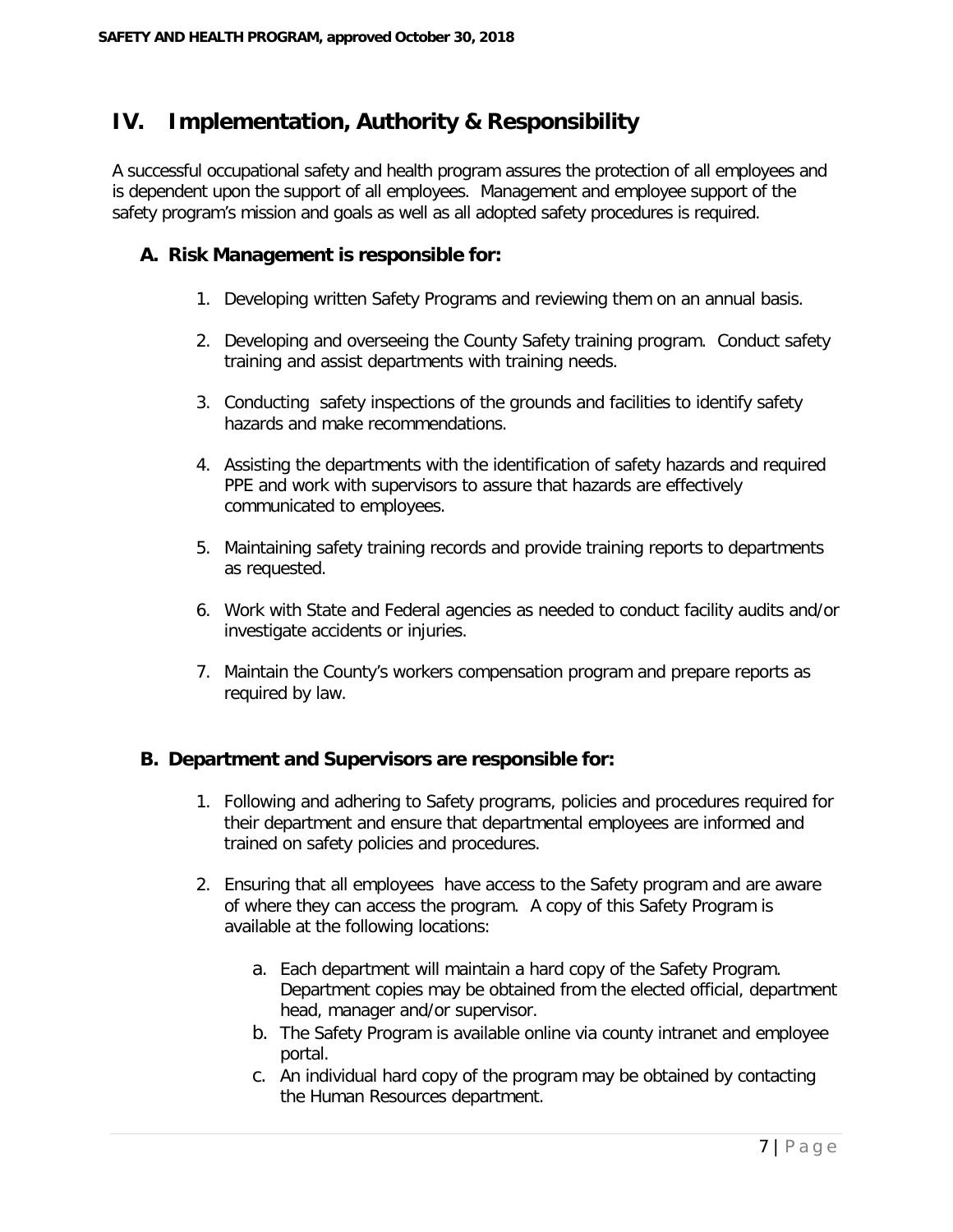## IV. Implementation, Authority & Responsibility

A successful occupational safety and health program assures the protection of all employees and is dependent upon the support of all employees. Management and employee support of the safety program's mission and goals as well as all adopted safety procedures is required.

### A. Risk Management is responsible for:

1. Developing written Safety Programs and reviewing them on an annual basis.
2. Developing and overseeing the County Safety training program. Conduct safety training and assist departments with training needs.
3. Conducting safety inspections of the grounds and facilities to identify safety hazards and make recommendations.
4. Assisting the departments with the identification of safety hazards and required PPE and work with supervisors to assure that hazards are effectively communicated to employees.
5. Maintaining safety training records and provide training reports to departments as requested.
6. Work with State and Federal agencies as needed to conduct facility audits and/or investigate accidents or injuries.
7. Maintain the County's workers compensation program and prepare reports as required by law.

### B. Department and Supervisors are responsible for:

1. Following and adhering to Safety programs, policies and procedures required for their department and ensure that departmental employees are informed and trained on safety policies and procedures.
2. Ensuring that all employees have access to the Safety program and are aware of where they can access the program. A copy of this Safety Program is available at the following locations:
   a. Each department will maintain a hard copy of the Safety Program. Department copies may be obtained from the elected official, department head, manager and/or supervisor.
   b. The Safety Program is available online via county intranet and employee portal.
   c. An individual hard copy of the program may be obtained by contacting the Human Resources department.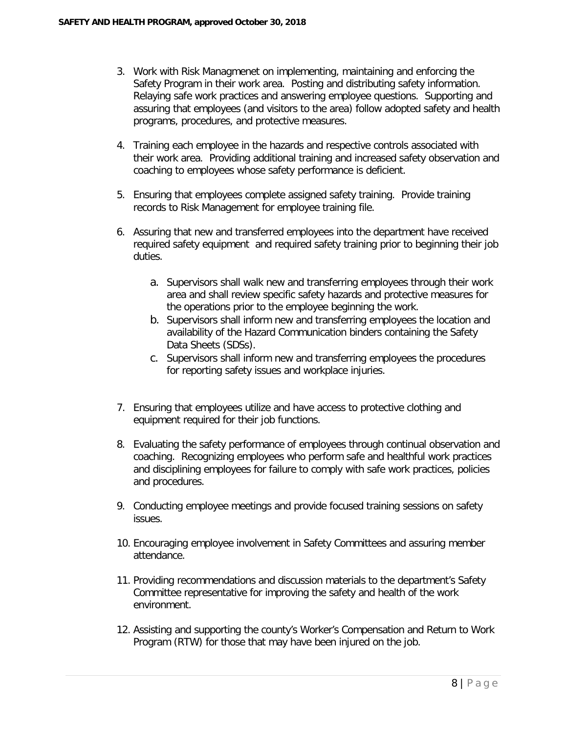3. Work with Risk Managmenet on implementing, maintaining and enforcing the Safety Program in their work area. Posting and distributing safety information. Relaying safe work practices and answering employee questions. Supporting and assuring that employees (and visitors to the area) follow adopted safety and health programs, procedures, and protective measures.

4. Training each employee in the hazards and respective controls associated with their work area. Providing additional training and increased safety observation and coaching to employees whose safety performance is deficient.

5. Ensuring that employees complete assigned safety training. Provide training records to Risk Management for employee training file.

6. Assuring that new and transferred employees into the department have received required safety equipment and required safety training prior to beginning their job duties.

   a. Supervisors shall walk new and transferring employees through their work area and shall review specific safety hazards and protective measures for the operations prior to the employee beginning the work.
   b. Supervisors shall inform new and transferring employees the location and availability of the Hazard Communication binders containing the Safety Data Sheets (SDSs).
   c. Supervisors shall inform new and transferring employees the procedures for reporting safety issues and workplace injuries.

7. Ensuring that employees utilize and have access to protective clothing and equipment required for their job functions.

8. Evaluating the safety performance of employees through continual observation and coaching. Recognizing employees who perform safe and healthful work practices and disciplining employees for failure to comply with safe work practices, policies and procedures.

9. Conducting employee meetings and provide focused training sessions on safety issues.

10. Encouraging employee involvement in Safety Committees and assuring member attendance.

11. Providing recommendations and discussion materials to the department's Safety Committee representative for improving the safety and health of the work environment.

12. Assisting and supporting the county's Worker's Compensation and Return to Work Program (RTW) for those that may have been injured on the job.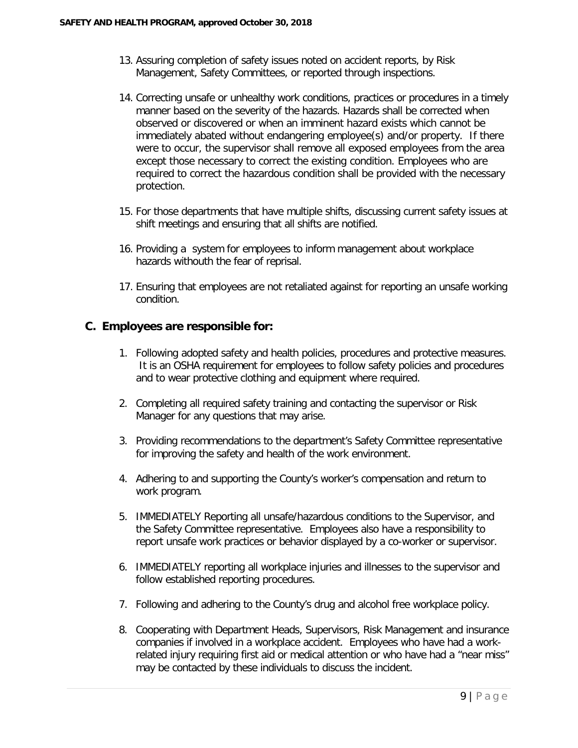13. Assuring completion of safety issues noted on accident reports, by Risk Management, Safety Committees, or reported through inspections.

14. Correcting unsafe or unhealthy work conditions, practices or procedures in a timely manner based on the severity of the hazards. Hazards shall be corrected when observed or discovered or when an imminent hazard exists which cannot be immediately abated without endangering employee(s) and/or property. If there were to occur, the supervisor shall remove all exposed employees from the area except those necessary to correct the existing condition. Employees who are required to correct the hazardous condition shall be provided with the necessary protection.

15. For those departments that have multiple shifts, discussing current safety issues at shift meetings and ensuring that all shifts are notified.

16. Providing a system for employees to inform management about workplace hazards withouth the fear of reprisal.

17. Ensuring that employees are not retaliated against for reporting an unsafe working condition.

## C. Employees are responsible for:

1. Following adopted safety and health policies, procedures and protective measures. It is an OSHA requirement for employees to follow safety policies and procedures and to wear protective clothing and equipment where required.

2. Completing all required safety training and contacting the supervisor or Risk Manager for any questions that may arise.

3. Providing recommendations to the department's Safety Committee representative for improving the safety and health of the work environment.

4. Adhering to and supporting the County's worker's compensation and return to work program.

5. IMMEDIATELY Reporting all unsafe/hazardous conditions to the Supervisor, and the Safety Committee representative. Employees also have a responsibility to report unsafe work practices or behavior displayed by a co-worker or supervisor.

6. IMMEDIATELY reporting all workplace injuries and illnesses to the supervisor and follow established reporting procedures.

7. Following and adhering to the County's drug and alcohol free workplace policy.

8. Cooperating with Department Heads, Supervisors, Risk Management and insurance companies if involved in a workplace accident. Employees who have had a work-related injury requiring first aid or medical attention or who have had a "near miss" may be contacted by these individuals to discuss the incident.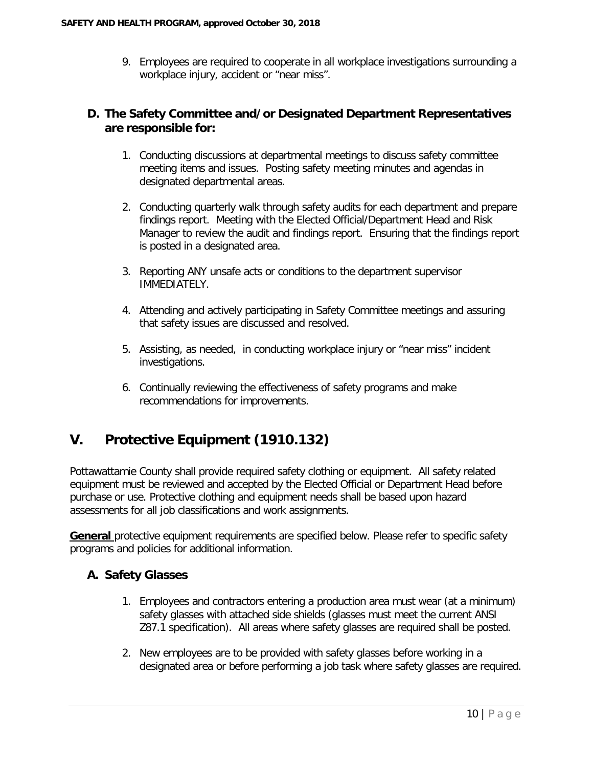9. Employees are required to cooperate in all workplace investigations surrounding a workplace injury, accident or "near miss".

### D. The Safety Committee and/or Designated Department Representatives are responsible for:

1. Conducting discussions at departmental meetings to discuss safety committee meeting items and issues. Posting safety meeting minutes and agendas in designated departmental areas.

2. Conducting quarterly walk through safety audits for each department and prepare findings report. Meeting with the Elected Official/Department Head and Risk Manager to review the audit and findings report. Ensuring that the findings report is posted in a designated area.

3. Reporting ANY unsafe acts or conditions to the department supervisor IMMEDIATELY.

4. Attending and actively participating in Safety Committee meetings and assuring that safety issues are discussed and resolved.

5. Assisting, as needed, in conducting workplace injury or "near miss" incident investigations.

6. Continually reviewing the effectiveness of safety programs and make recommendations for improvements.

## V. Protective Equipment (1910.132)

Pottawattamie County shall provide required safety clothing or equipment. All safety related equipment must be reviewed and accepted by the Elected Official or Department Head before purchase or use. Protective clothing and equipment needs shall be based upon hazard assessments for all job classifications and work assignments.

**General** protective equipment requirements are specified below. Please refer to specific safety programs and policies for additional information.

### A. Safety Glasses

1. Employees and contractors entering a production area must wear (at a minimum) safety glasses with attached side shields (glasses must meet the current ANSI Z87.1 specification). All areas where safety glasses are required shall be posted.

2. New employees are to be provided with safety glasses before working in a designated area or before performing a job task where safety glasses are required.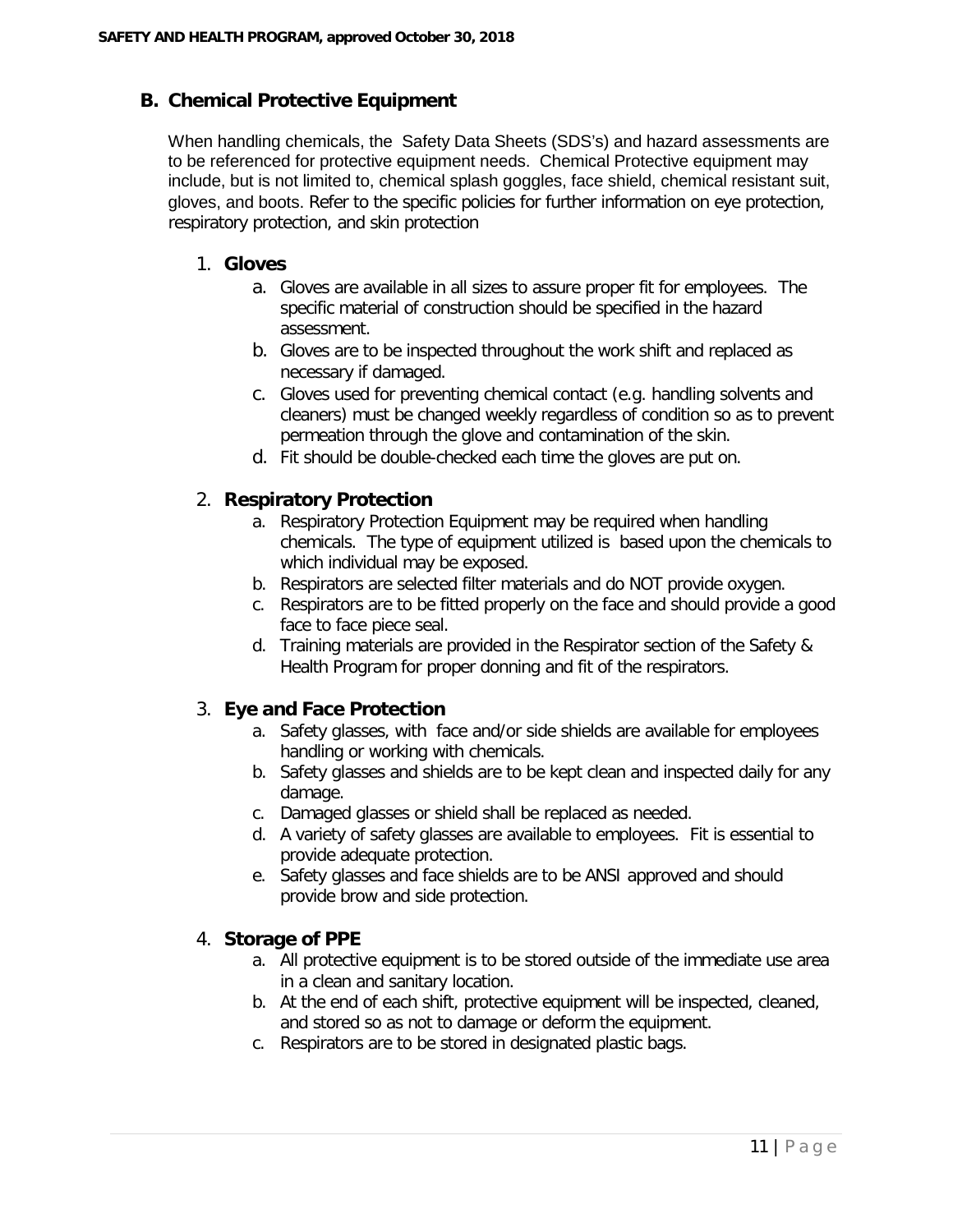## B. Chemical Protective Equipment

When handling chemicals, the Safety Data Sheets (SDS's) and hazard assessments are to be referenced for protective equipment needs. Chemical Protective equipment may include, but is not limited to, chemical splash goggles, face shield, chemical resistant suit, gloves, and boots. Refer to the specific policies for further information on eye protection, respiratory protection, and skin protection

### 1. Gloves

a. Gloves are available in all sizes to assure proper fit for employees. The specific material of construction should be specified in the hazard assessment.

b. Gloves are to be inspected throughout the work shift and replaced as necessary if damaged.

c. Gloves used for preventing chemical contact (e.g. handling solvents and cleaners) must be changed weekly regardless of condition so as to prevent permeation through the glove and contamination of the skin.

d. Fit should be double-checked each time the gloves are put on.

### 2. Respiratory Protection

a. Respiratory Protection Equipment may be required when handling chemicals. The type of equipment utilized is based upon the chemicals to which individual may be exposed.

b. Respirators are selected filter materials and do NOT provide oxygen.

c. Respirators are to be fitted properly on the face and should provide a good face to face piece seal.

d. Training materials are provided in the Respirator section of the Safety & Health Program for proper donning and fit of the respirators.

### 3. Eye and Face Protection

a. Safety glasses, with face and/or side shields are available for employees handling or working with chemicals.

b. Safety glasses and shields are to be kept clean and inspected daily for any damage.

c. Damaged glasses or shield shall be replaced as needed.

d. A variety of safety glasses are available to employees. Fit is essential to provide adequate protection.

e. Safety glasses and face shields are to be ANSI approved and should provide brow and side protection.

### 4. Storage of PPE

a. All protective equipment is to be stored outside of the immediate use area in a clean and sanitary location.

b. At the end of each shift, protective equipment will be inspected, cleaned, and stored so as not to damage or deform the equipment.

c. Respirators are to be stored in designated plastic bags.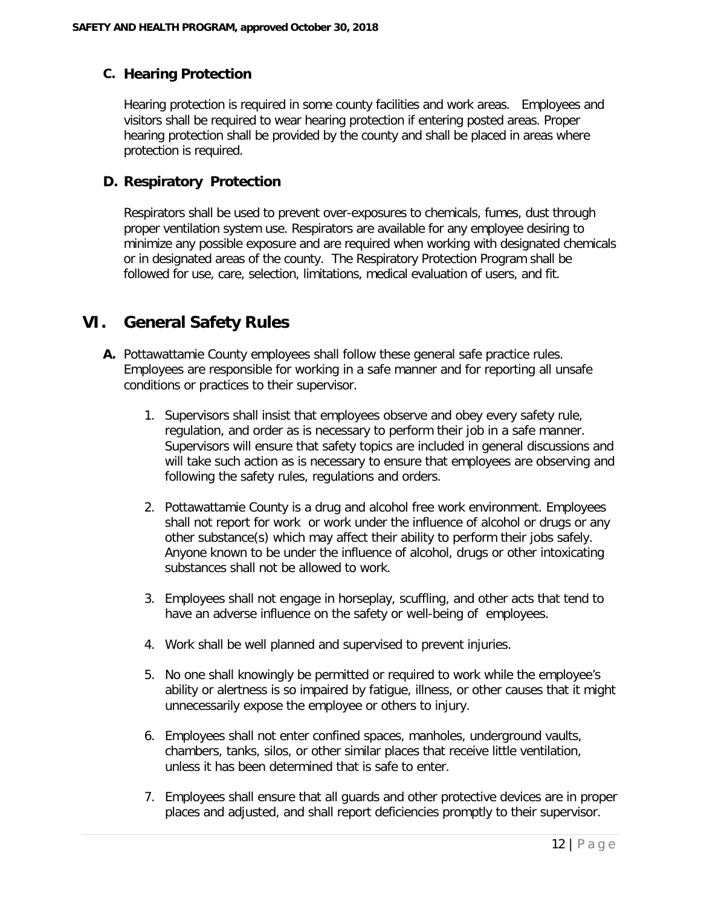### C. Hearing Protection

Hearing protection is required in some county facilities and work areas. Employees and visitors shall be required to wear hearing protection if entering posted areas. Proper hearing protection shall be provided by the county and shall be placed in areas where protection is required.

### D. Respiratory Protection

Respirators shall be used to prevent over-exposures to chemicals, fumes, dust through proper ventilation system use. Respirators are available for any employee desiring to minimize any possible exposure and are required when working with designated chemicals or in designated areas of the county. The Respiratory Protection Program shall be followed for use, care, selection, limitations, medical evaluation of users, and fit.

## VI. General Safety Rules

**A.** Pottawattamie County employees shall follow these general safe practice rules. Employees are responsible for working in a safe manner and for reporting all unsafe conditions or practices to their supervisor.

1. Supervisors shall insist that employees observe and obey every safety rule, regulation, and order as is necessary to perform their job in a safe manner. Supervisors will ensure that safety topics are included in general discussions and will take such action as is necessary to ensure that employees are observing and following the safety rules, regulations and orders.

2. Pottawattamie County is a drug and alcohol free work environment. Employees shall not report for work or work under the influence of alcohol or drugs or any other substance(s) which may affect their ability to perform their jobs safely. Anyone known to be under the influence of alcohol, drugs or other intoxicating substances shall not be allowed to work.

3. Employees shall not engage in horseplay, scuffling, and other acts that tend to have an adverse influence on the safety or well-being of employees.

4. Work shall be well planned and supervised to prevent injuries.

5. No one shall knowingly be permitted or required to work while the employee's ability or alertness is so impaired by fatigue, illness, or other causes that it might unnecessarily expose the employee or others to injury.

6. Employees shall not enter confined spaces, manholes, underground vaults, chambers, tanks, silos, or other similar places that receive little ventilation, unless it has been determined that is safe to enter.

7. Employees shall ensure that all guards and other protective devices are in proper places and adjusted, and shall report deficiencies promptly to their supervisor.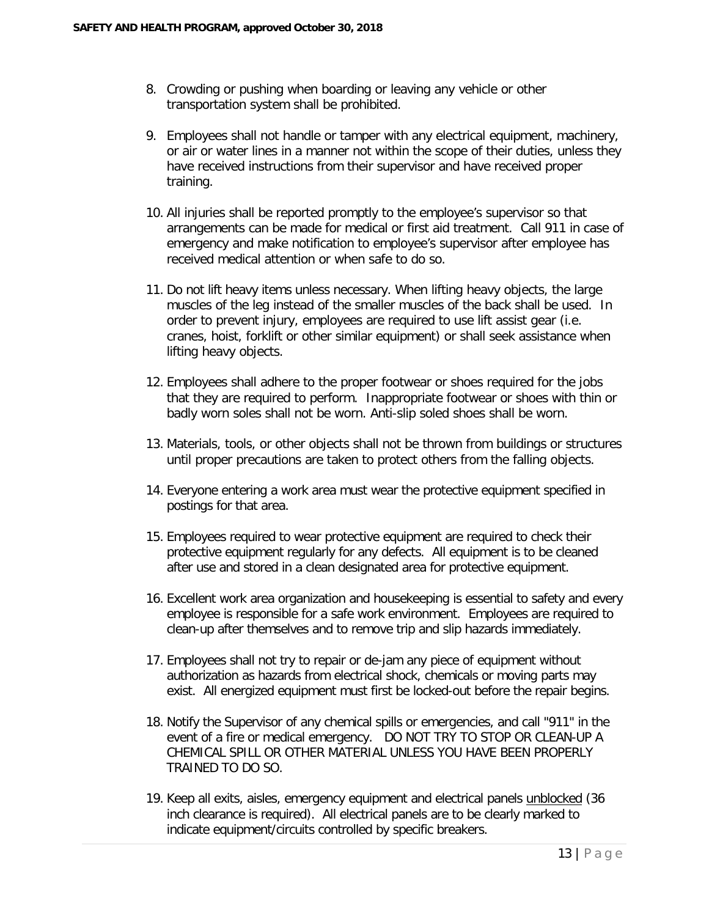8. Crowding or pushing when boarding or leaving any vehicle or other transportation system shall be prohibited.

9. Employees shall not handle or tamper with any electrical equipment, machinery, or air or water lines in a manner not within the scope of their duties, unless they have received instructions from their supervisor and have received proper training.

10. All injuries shall be reported promptly to the employee's supervisor so that arrangements can be made for medical or first aid treatment. Call 911 in case of emergency and make notification to employee's supervisor after employee has received medical attention or when safe to do so.

11. Do not lift heavy items unless necessary. When lifting heavy objects, the large muscles of the leg instead of the smaller muscles of the back shall be used. In order to prevent injury, employees are required to use lift assist gear (i.e. cranes, hoist, forklift or other similar equipment) or shall seek assistance when lifting heavy objects.

12. Employees shall adhere to the proper footwear or shoes required for the jobs that they are required to perform. Inappropriate footwear or shoes with thin or badly worn soles shall not be worn. Anti-slip soled shoes shall be worn.

13. Materials, tools, or other objects shall not be thrown from buildings or structures until proper precautions are taken to protect others from the falling objects.

14. Everyone entering a work area must wear the protective equipment specified in postings for that area.

15. Employees required to wear protective equipment are required to check their protective equipment regularly for any defects. All equipment is to be cleaned after use and stored in a clean designated area for protective equipment.

16. Excellent work area organization and housekeeping is essential to safety and every employee is responsible for a safe work environment. Employees are required to clean-up after themselves and to remove trip and slip hazards immediately.

17. Employees shall not try to repair or de-jam any piece of equipment without authorization as hazards from electrical shock, chemicals or moving parts may exist. All energized equipment must first be locked-out before the repair begins.

18. Notify the Supervisor of any chemical spills or emergencies, and call "911" in the event of a fire or medical emergency. DO NOT TRY TO STOP OR CLEAN-UP A CHEMICAL SPILL OR OTHER MATERIAL UNLESS YOU HAVE BEEN PROPERLY TRAINED TO DO SO.

19. Keep all exits, aisles, emergency equipment and electrical panels unblocked (36 inch clearance is required). All electrical panels are to be clearly marked to indicate equipment/circuits controlled by specific breakers.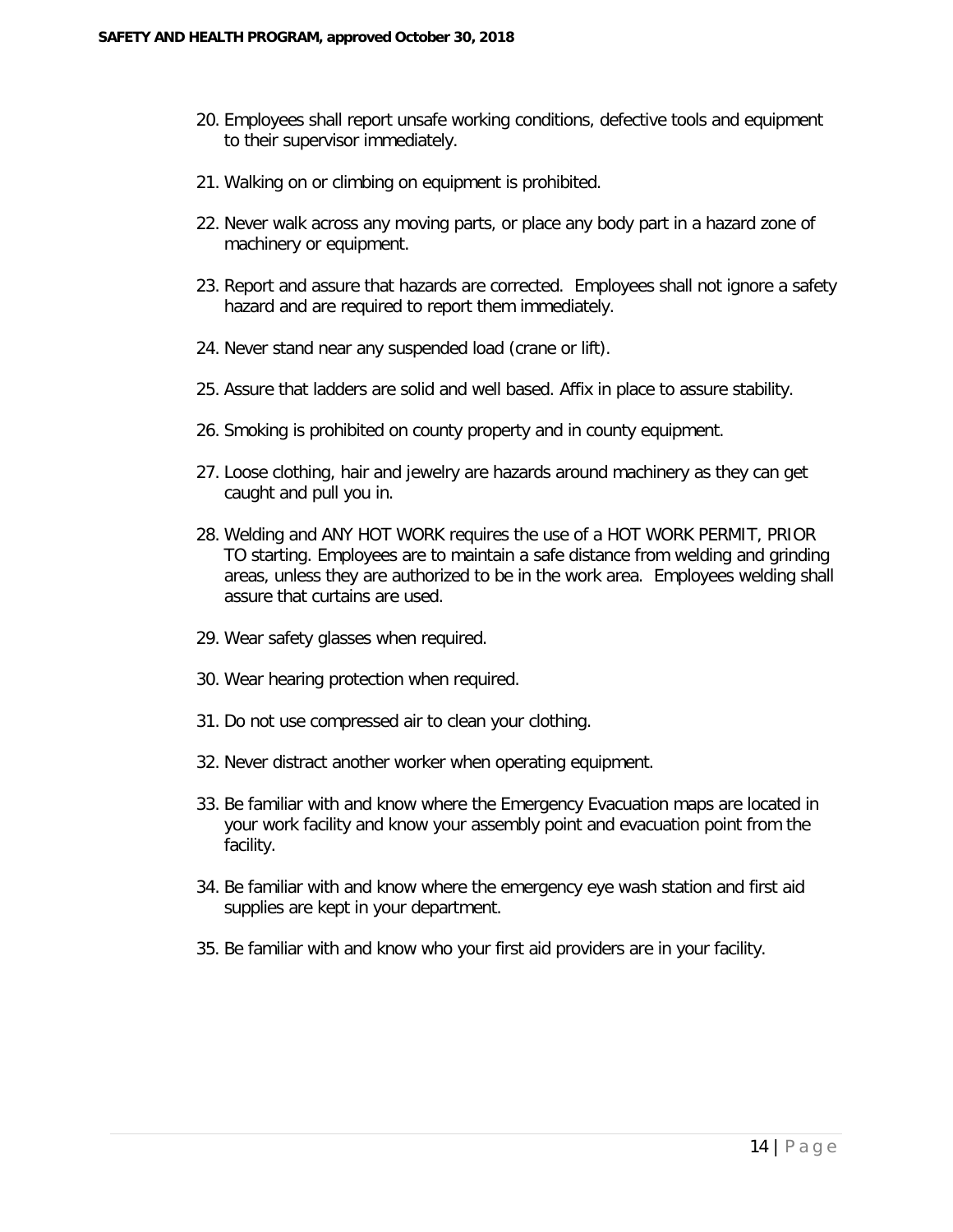20. Employees shall report unsafe working conditions, defective tools and equipment to their supervisor immediately.

21. Walking on or climbing on equipment is prohibited.

22. Never walk across any moving parts, or place any body part in a hazard zone of machinery or equipment.

23. Report and assure that hazards are corrected. Employees shall not ignore a safety hazard and are required to report them immediately.

24. Never stand near any suspended load (crane or lift).

25. Assure that ladders are solid and well based. Affix in place to assure stability.

26. Smoking is prohibited on county property and in county equipment.

27. Loose clothing, hair and jewelry are hazards around machinery as they can get caught and pull you in.

28. Welding and ANY HOT WORK requires the use of a HOT WORK PERMIT, PRIOR TO starting. Employees are to maintain a safe distance from welding and grinding areas, unless they are authorized to be in the work area. Employees welding shall assure that curtains are used.

29. Wear safety glasses when required.

30. Wear hearing protection when required.

31. Do not use compressed air to clean your clothing.

32. Never distract another worker when operating equipment.

33. Be familiar with and know where the Emergency Evacuation maps are located in your work facility and know your assembly point and evacuation point from the facility.

34. Be familiar with and know where the emergency eye wash station and first aid supplies are kept in your department.

35. Be familiar with and know who your first aid providers are in your facility.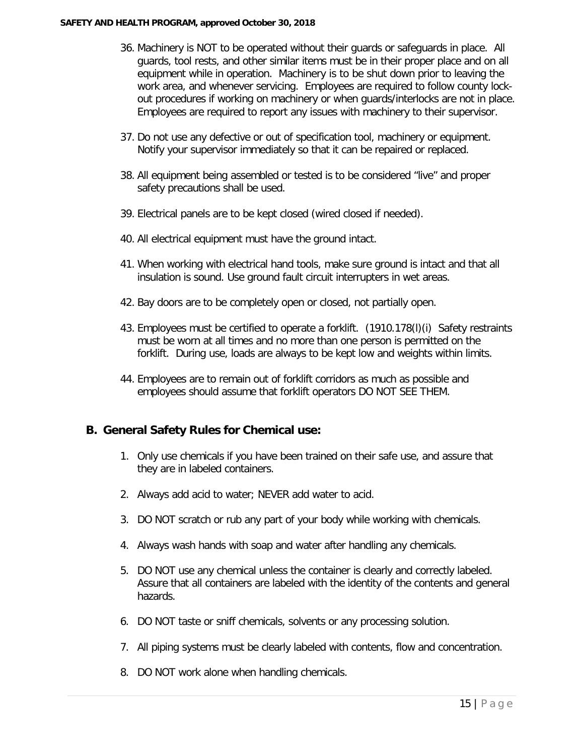36. Machinery is NOT to be operated without their guards or safeguards in place. All guards, tool rests, and other similar items must be in their proper place and on all equipment while in operation. Machinery is to be shut down prior to leaving the work area, and whenever servicing. Employees are required to follow county lock-out procedures if working on machinery or when guards/interlocks are not in place. Employees are required to report any issues with machinery to their supervisor.

37. Do not use any defective or out of specification tool, machinery or equipment. Notify your supervisor immediately so that it can be repaired or replaced.

38. All equipment being assembled or tested is to be considered "live" and proper safety precautions shall be used.

39. Electrical panels are to be kept closed (wired closed if needed).

40. All electrical equipment must have the ground intact.

41. When working with electrical hand tools, make sure ground is intact and that all insulation is sound. Use ground fault circuit interrupters in wet areas.

42. Bay doors are to be completely open or closed, not partially open.

43. Employees must be certified to operate a forklift. (1910.178(l)(i) Safety restraints must be worn at all times and no more than one person is permitted on the forklift. During use, loads are always to be kept low and weights within limits.

44. Employees are to remain out of forklift corridors as much as possible and employees should assume that forklift operators DO NOT SEE THEM.

## B. General Safety Rules for Chemical use:

1. Only use chemicals if you have been trained on their safe use, and assure that they are in labeled containers.

2. Always add acid to water; NEVER add water to acid.

3. DO NOT scratch or rub any part of your body while working with chemicals.

4. Always wash hands with soap and water after handling any chemicals.

5. DO NOT use any chemical unless the container is clearly and correctly labeled. Assure that all containers are labeled with the identity of the contents and general hazards.

6. DO NOT taste or sniff chemicals, solvents or any processing solution.

7. All piping systems must be clearly labeled with contents, flow and concentration.

8. DO NOT work alone when handling chemicals.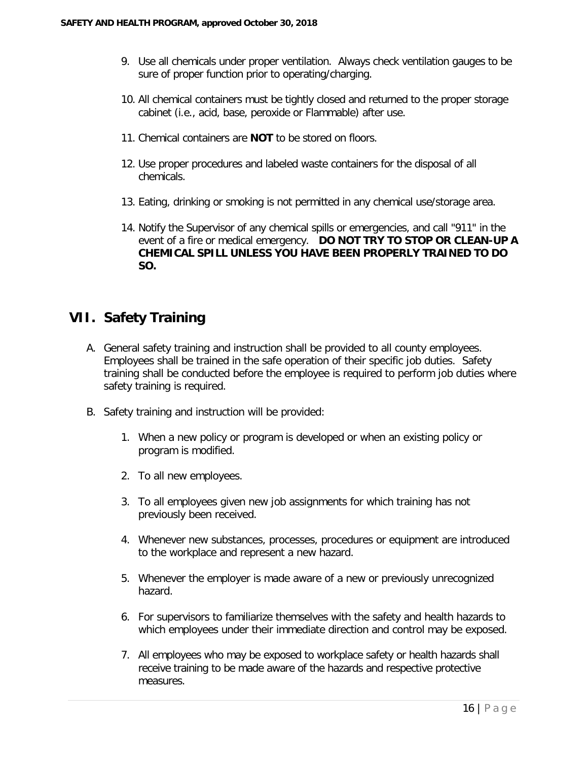9. Use all chemicals under proper ventilation. Always check ventilation gauges to be sure of proper function prior to operating/charging.

10. All chemical containers must be tightly closed and returned to the proper storage cabinet (i.e., acid, base, peroxide or Flammable) after use.

11. Chemical containers are **NOT** to be stored on floors.

12. Use proper procedures and labeled waste containers for the disposal of all chemicals.

13. Eating, drinking or smoking is not permitted in any chemical use/storage area.

14. Notify the Supervisor of any chemical spills or emergencies, and call "911" in the event of a fire or medical emergency. **DO NOT TRY TO STOP OR CLEAN-UP A CHEMICAL SPILL UNLESS YOU HAVE BEEN PROPERLY TRAINED TO DO SO.**

## VII. Safety Training

A. General safety training and instruction shall be provided to all county employees. Employees shall be trained in the safe operation of their specific job duties. Safety training shall be conducted before the employee is required to perform job duties where safety training is required.

B. Safety training and instruction will be provided:

1. When a new policy or program is developed or when an existing policy or program is modified.

2. To all new employees.

3. To all employees given new job assignments for which training has not previously been received.

4. Whenever new substances, processes, procedures or equipment are introduced to the workplace and represent a new hazard.

5. Whenever the employer is made aware of a new or previously unrecognized hazard.

6. For supervisors to familiarize themselves with the safety and health hazards to which employees under their immediate direction and control may be exposed.

7. All employees who may be exposed to workplace safety or health hazards shall receive training to be made aware of the hazards and respective protective measures.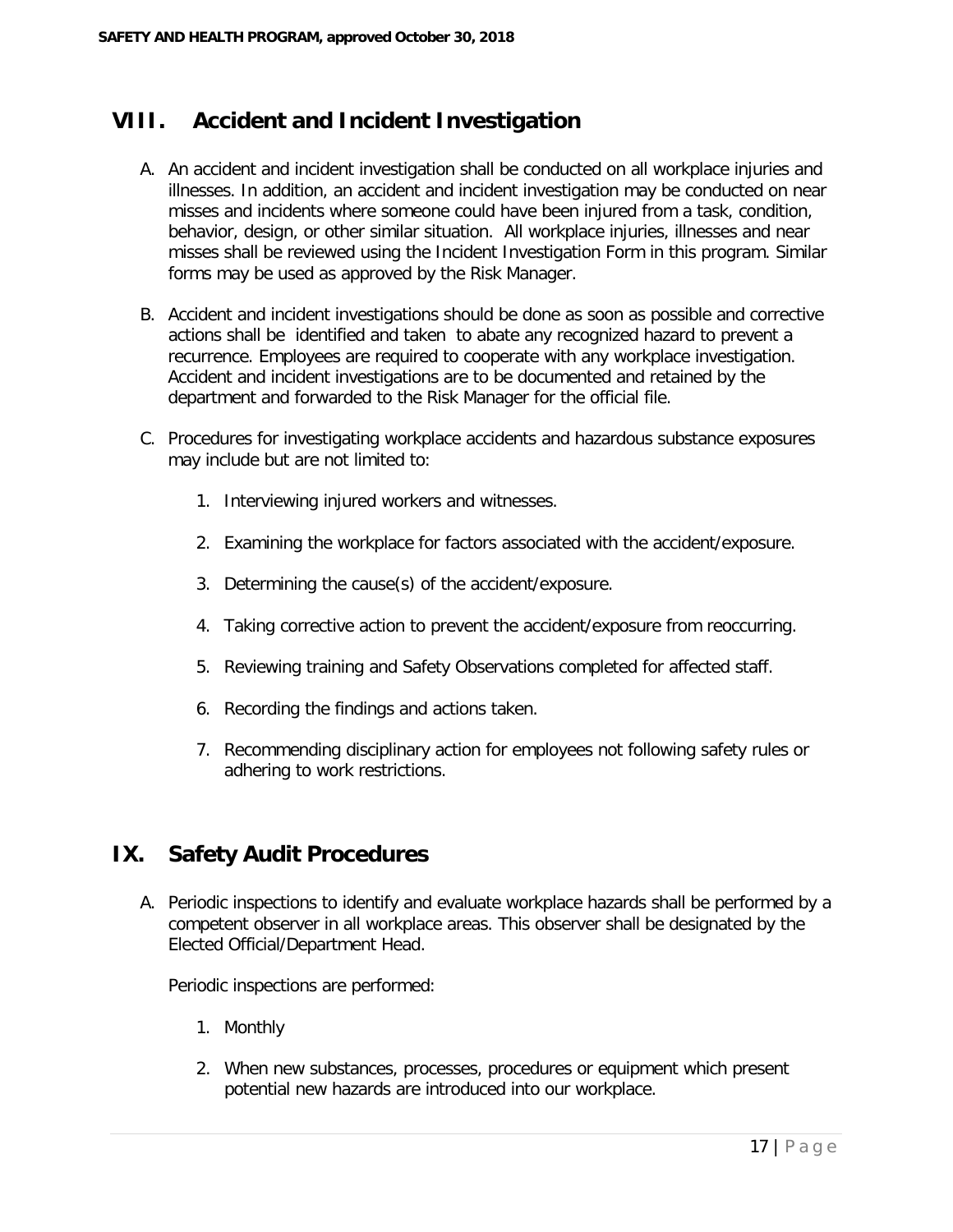## VIII. Accident and Incident Investigation

A. An accident and incident investigation shall be conducted on all workplace injuries and illnesses. In addition, an accident and incident investigation may be conducted on near misses and incidents where someone could have been injured from a task, condition, behavior, design, or other similar situation. All workplace injuries, illnesses and near misses shall be reviewed using the Incident Investigation Form in this program. Similar forms may be used as approved by the Risk Manager.

B. Accident and incident investigations should be done as soon as possible and corrective actions shall be identified and taken to abate any recognized hazard to prevent a recurrence. Employees are required to cooperate with any workplace investigation. Accident and incident investigations are to be documented and retained by the department and forwarded to the Risk Manager for the official file.

C. Procedures for investigating workplace accidents and hazardous substance exposures may include but are not limited to:

   1. Interviewing injured workers and witnesses.
   2. Examining the workplace for factors associated with the accident/exposure.
   3. Determining the cause(s) of the accident/exposure.
   4. Taking corrective action to prevent the accident/exposure from reoccurring.
   5. Reviewing training and Safety Observations completed for affected staff.
   6. Recording the findings and actions taken.
   7. Recommending disciplinary action for employees not following safety rules or adhering to work restrictions.

## IX. Safety Audit Procedures

A. Periodic inspections to identify and evaluate workplace hazards shall be performed by a competent observer in all workplace areas. This observer shall be designated by the Elected Official/Department Head.

   Periodic inspections are performed:

   1. Monthly
   2. When new substances, processes, procedures or equipment which present potential new hazards are introduced into our workplace.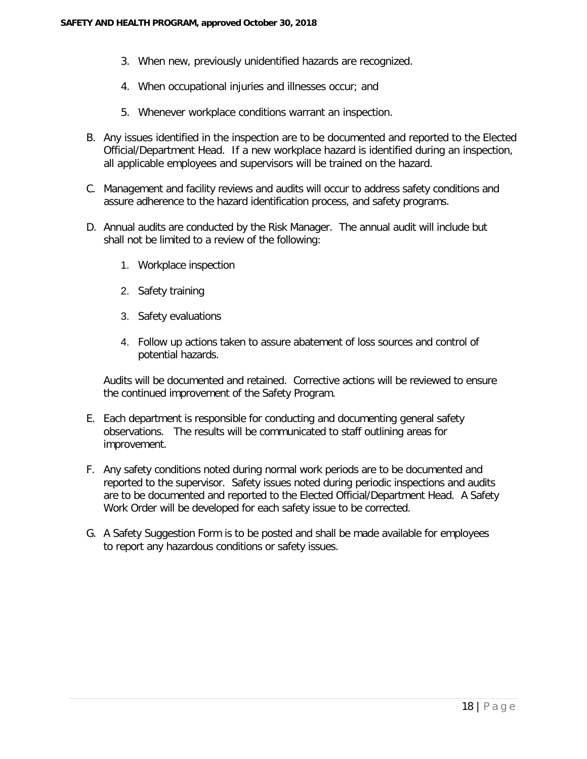3. When new, previously unidentified hazards are recognized.

4. When occupational injuries and illnesses occur; and

5. Whenever workplace conditions warrant an inspection.

B. Any issues identified in the inspection are to be documented and reported to the Elected Official/Department Head. If a new workplace hazard is identified during an inspection, all applicable employees and supervisors will be trained on the hazard.

C. Management and facility reviews and audits will occur to address safety conditions and assure adherence to the hazard identification process, and safety programs.

D. Annual audits are conducted by the Risk Manager. The annual audit will include but shall not be limited to a review of the following:

   1. Workplace inspection

   2. Safety training

   3. Safety evaluations

   4. Follow up actions taken to assure abatement of loss sources and control of potential hazards.

   Audits will be documented and retained. Corrective actions will be reviewed to ensure the continued improvement of the Safety Program.

E. Each department is responsible for conducting and documenting general safety observations. The results will be communicated to staff outlining areas for improvement.

F. Any safety conditions noted during normal work periods are to be documented and reported to the supervisor. Safety issues noted during periodic inspections and audits are to be documented and reported to the Elected Official/Department Head. A Safety Work Order will be developed for each safety issue to be corrected.

G. A Safety Suggestion Form is to be posted and shall be made available for employees to report any hazardous conditions or safety issues.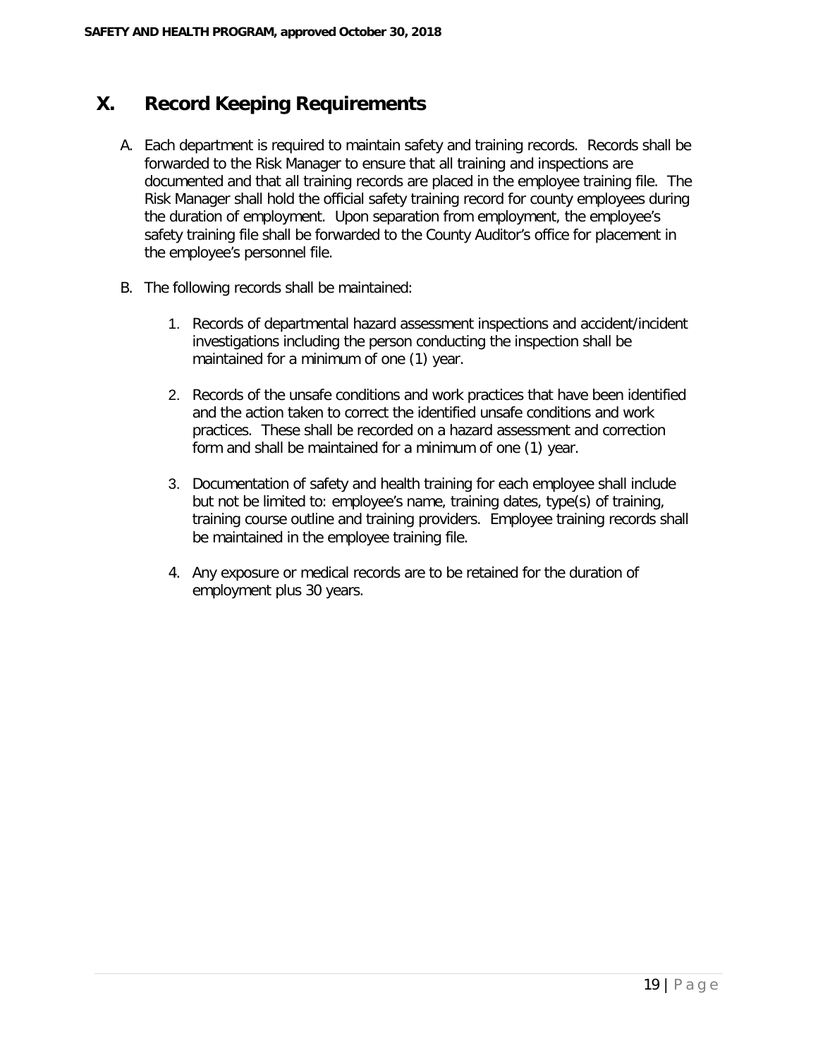## X. Record Keeping Requirements

A. Each department is required to maintain safety and training records. Records shall be forwarded to the Risk Manager to ensure that all training and inspections are documented and that all training records are placed in the employee training file. The Risk Manager shall hold the official safety training record for county employees during the duration of employment. Upon separation from employment, the employee's safety training file shall be forwarded to the County Auditor's office for placement in the employee's personnel file.

B. The following records shall be maintained:

   1. Records of departmental hazard assessment inspections and accident/incident investigations including the person conducting the inspection shall be maintained for a minimum of one (1) year.

   2. Records of the unsafe conditions and work practices that have been identified and the action taken to correct the identified unsafe conditions and work practices. These shall be recorded on a hazard assessment and correction form and shall be maintained for a minimum of one (1) year.

   3. Documentation of safety and health training for each employee shall include but not be limited to: employee's name, training dates, type(s) of training, training course outline and training providers. Employee training records shall be maintained in the employee training file.

   4. Any exposure or medical records are to be retained for the duration of employment plus 30 years.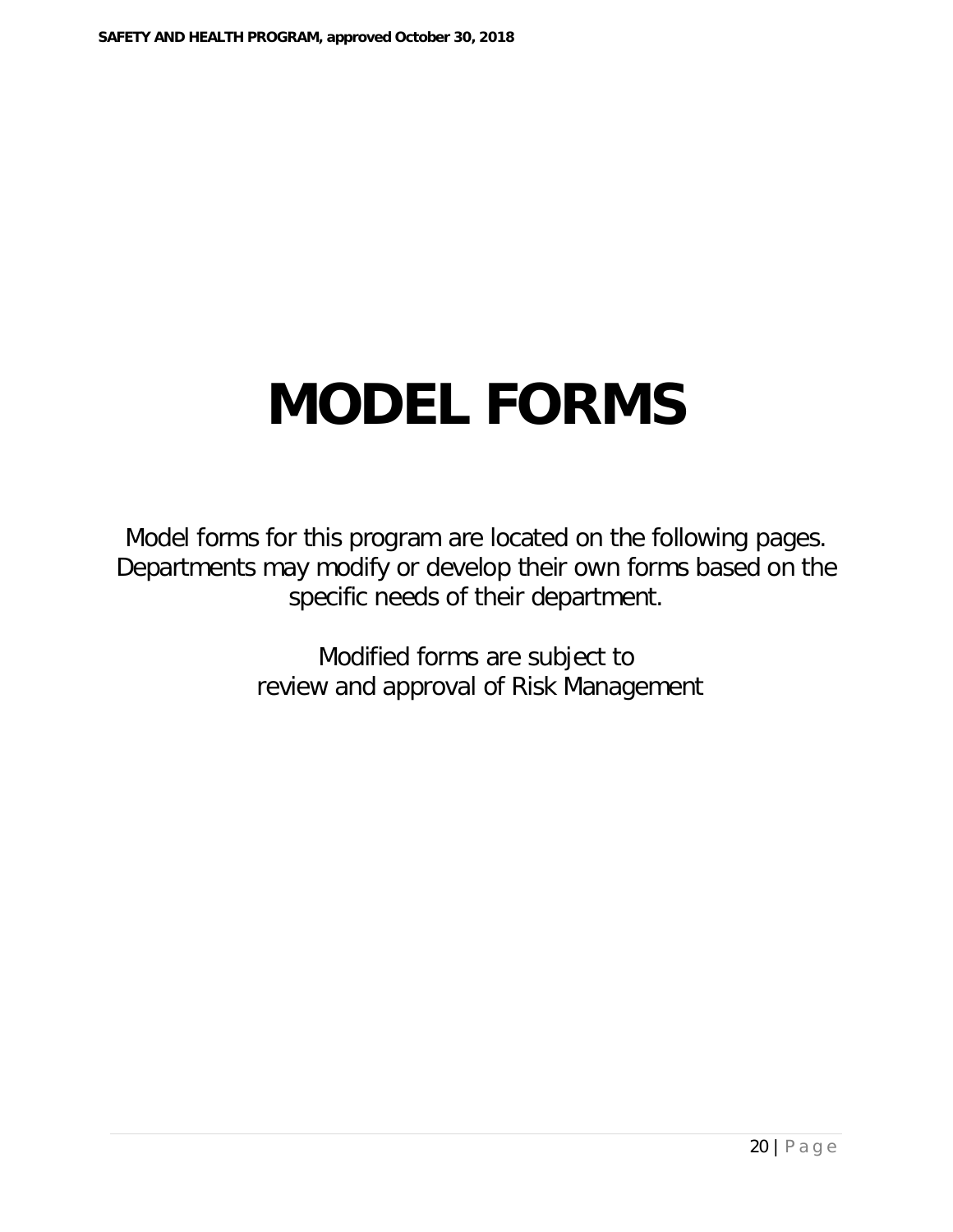# MODEL FORMS

Model forms for this program are located on the following pages. Departments may modify or develop their own forms based on the specific needs of their department.

Modified forms are subject to review and approval of Risk Management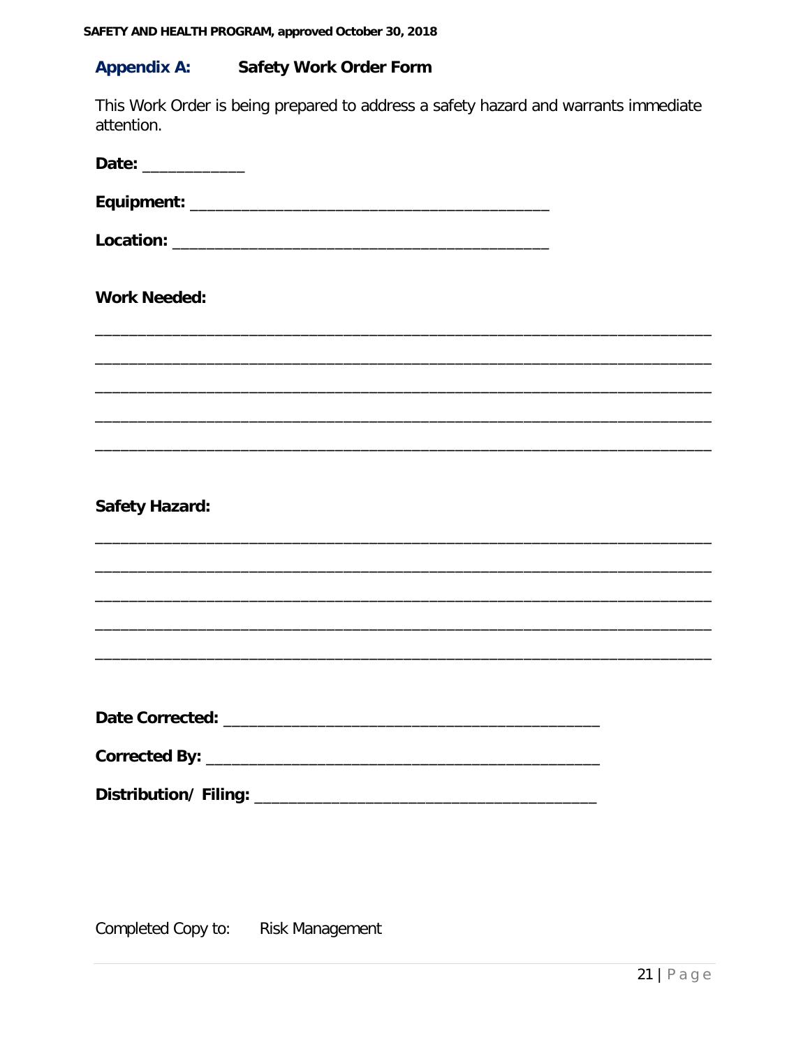## Appendix A: Safety Work Order Form

This Work Order is being prepared to address a safety hazard and warrants immediate attention.

**Date:** ____________

**Equipment:** __________________________________________

**Location:** ____________________________________________

**Work Needed:**

________________________________________________________________________

________________________________________________________________________

________________________________________________________________________

________________________________________________________________________

________________________________________________________________________

**Safety Hazard:**

________________________________________________________________________

________________________________________________________________________

________________________________________________________________________

________________________________________________________________________

________________________________________________________________________

**Date Corrected:** ___________________________________________

**Corrected By:** _____________________________________________

**Distribution/ Filing:** _______________________________________

Completed Copy to: Risk Management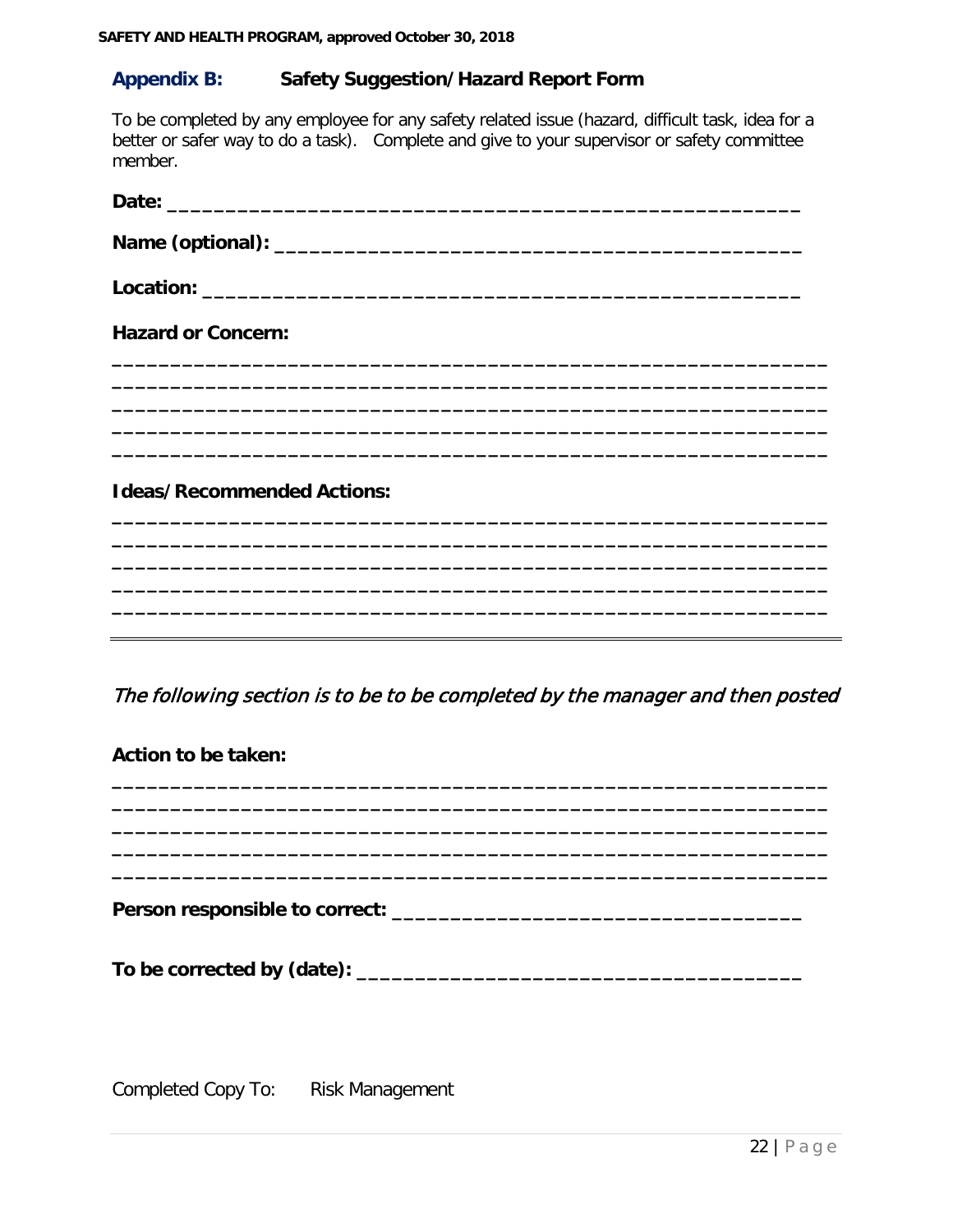## Appendix B: Safety Suggestion/Hazard Report Form

To be completed by any employee for any safety related issue (hazard, difficult task, idea for a better or safer way to do a task). Complete and give to your supervisor or safety committee member.

**Date:** _______________________________________________

**Name (optional):** _______________________________________________

**Location:** _______________________________________________

**Hazard or Concern:**

_______________________________________________________________
_______________________________________________________________
_______________________________________________________________
_______________________________________________________________
_______________________________________________________________

**Ideas/Recommended Actions:**

_______________________________________________________________
_______________________________________________________________
_______________________________________________________________
_______________________________________________________________
_______________________________________________________________

---

*The following section is to be to be completed by the manager and then posted*

**Action to be taken:**

_______________________________________________________________
_______________________________________________________________
_______________________________________________________________
_______________________________________________________________
_______________________________________________________________

**Person responsible to correct:** ___________________________________

**To be corrected by (date):** ______________________________________

Completed Copy To: Risk Management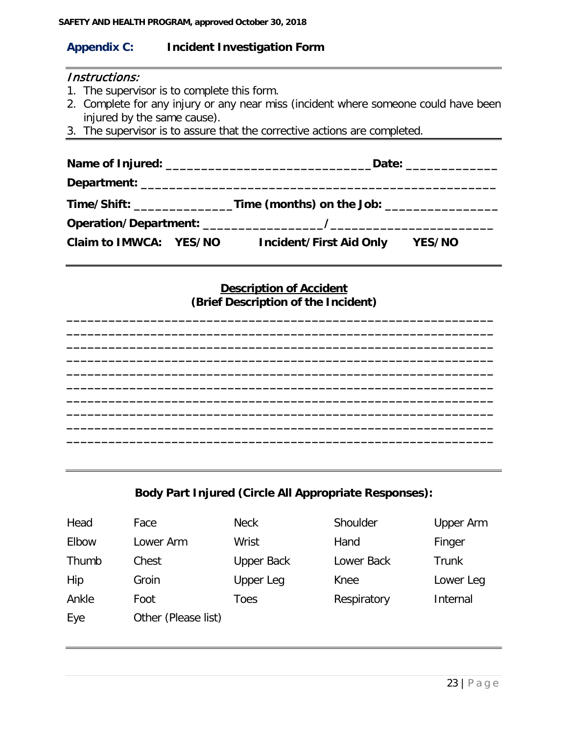## Appendix C: Incident Investigation Form

*Instructions:*

1. The supervisor is to complete this form.
2. Complete for any injury or any near miss (incident where someone could have been injured by the same cause).
3. The supervisor is to assure that the corrective actions are completed.

---

**Name of Injured:** ______________________________**Date:** _____________

**Department:** ___________________________________________________

**Time/Shift:** ______________**Time (months) on the Job:** ________________

**Operation/Department:** _________________/_______________________

**Claim to IMWCA: YES/NO** **Incident/First Aid Only YES/NO**

---

**Description of Accident**
**(Brief Description of the Incident)**

_____________________________________________________________
_____________________________________________________________
_____________________________________________________________
_____________________________________________________________
_____________________________________________________________
_____________________________________________________________
_____________________________________________________________
_____________________________________________________________
_____________________________________________________________
_____________________________________________________________

---

**Body Part Injured (Circle All Appropriate Responses):**

| | | | | |
|---|---|---|---|---|
| Head | Face | Neck | Shoulder | Upper Arm |
| Elbow | Lower Arm | Wrist | Hand | Finger |
| Thumb | Chest | Upper Back | Lower Back | Trunk |
| Hip | Groin | Upper Leg | Knee | Lower Leg |
| Ankle | Foot | Toes | Respiratory | Internal |
| Eye | Other (Please list) | | | |

---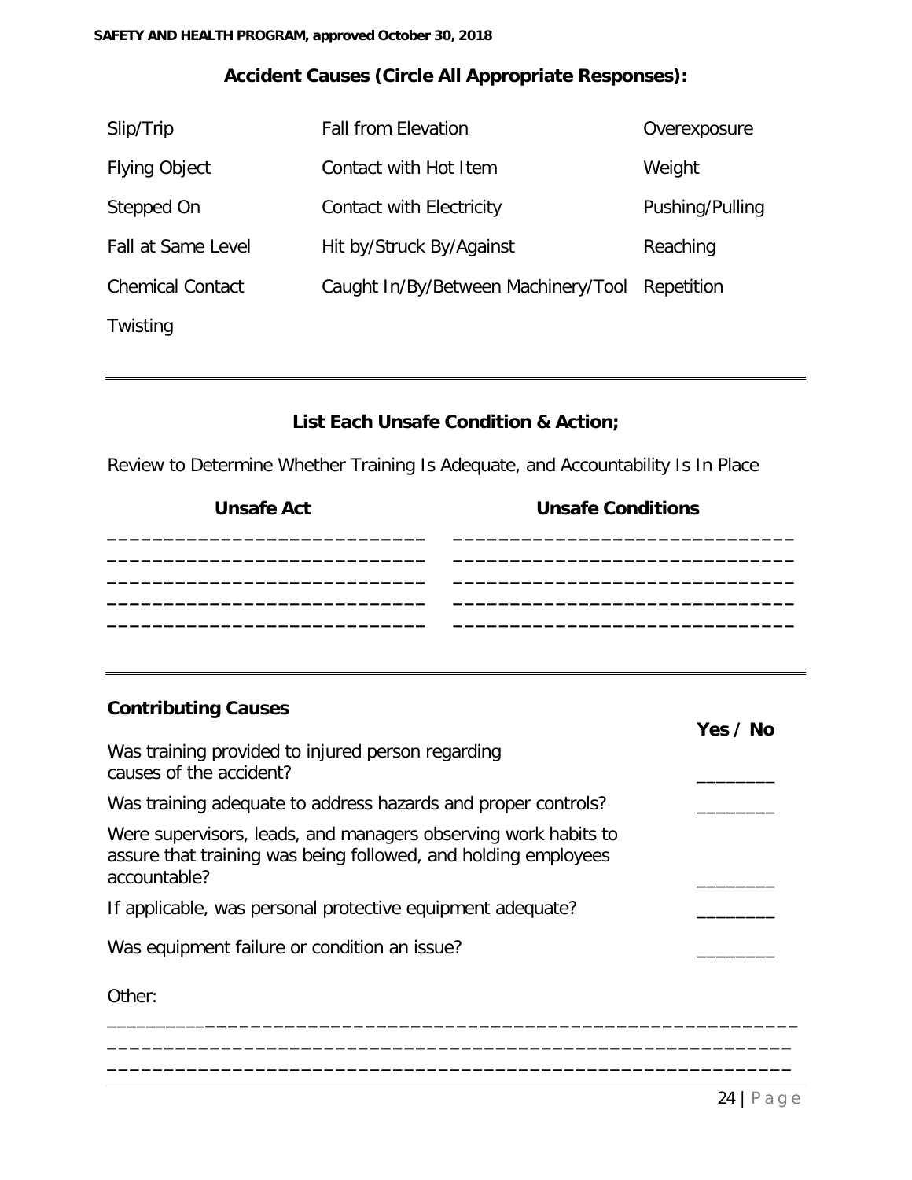### Accident Causes (Circle All Appropriate Responses):

| | | |
|---|---|---|
| Slip/Trip | Fall from Elevation | Overexposure |
| Flying Object | Contact with Hot Item | Weight |
| Stepped On | Contact with Electricity | Pushing/Pulling |
| Fall at Same Level | Hit by/Struck By/Against | Reaching |
| Chemical Contact | Caught In/By/Between Machinery/Tool | Repetition |
| Twisting | | |

---

### List Each Unsafe Condition & Action;

Review to Determine Whether Training Is Adequate, and Accountability Is In Place

| Unsafe Act | Unsafe Conditions |
|---|---|
| ____________________________ | ______________________________ |
| ____________________________ | ______________________________ |
| ____________________________ | ______________________________ |
| ____________________________ | ______________________________ |
| ____________________________ | ______________________________ |

---

### Contributing Causes

| | Yes / No |
|---|---|
| Was training provided to injured person regarding causes of the accident? | ________ |
| Was training adequate to address hazards and proper controls? | ________ |
| Were supervisors, leads, and managers observing work habits to assure that training was being followed, and holding employees accountable? | ________ |
| If applicable, was personal protective equipment adequate? | ________ |
| Was equipment failure or condition an issue? | ________ |

Other:

____________________________________________________________

____________________________________________________________

____________________________________________________________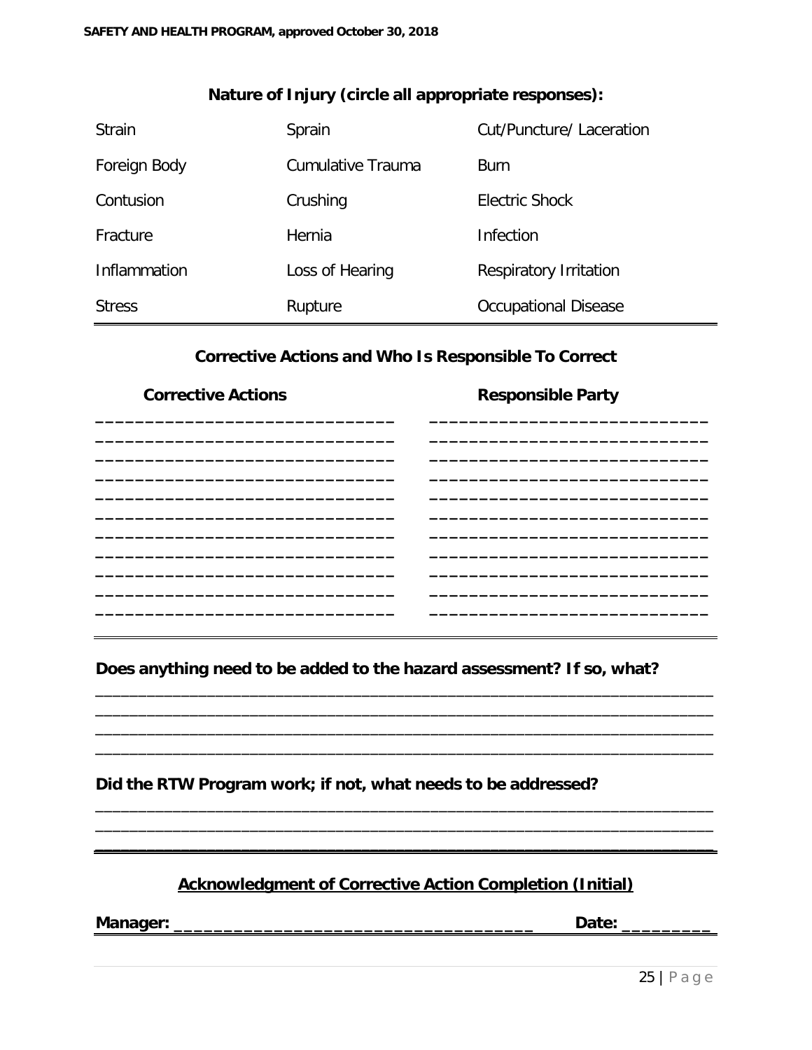### Nature of Injury (circle all appropriate responses):

| | | |
|---|---|---|
| Strain | Sprain | Cut/Puncture/ Laceration |
| Foreign Body | Cumulative Trauma | Burn |
| Contusion | Crushing | Electric Shock |
| Fracture | Hernia | Infection |
| Inflammation | Loss of Hearing | Respiratory Irritation |
| Stress | Rupture | Occupational Disease |

### Corrective Actions and Who Is Responsible To Correct

| Corrective Actions | Responsible Party |
|---|---|
| ______________________________ | ____________________________ |
| ______________________________ | ____________________________ |
| ______________________________ | ____________________________ |
| ______________________________ | ____________________________ |
| ______________________________ | ____________________________ |
| ______________________________ | ____________________________ |
| ______________________________ | ____________________________ |
| ______________________________ | ____________________________ |
| ______________________________ | ____________________________ |
| ______________________________ | ____________________________ |
| ______________________________ | ____________________________ |

**Does anything need to be added to the hazard assessment? If so, what?**

______________________________________________________________________
______________________________________________________________________
______________________________________________________________________
______________________________________________________________________

**Did the RTW Program work; if not, what needs to be addressed?**

______________________________________________________________________
______________________________________________________________________
______________________________________________________________________

### Acknowledgment of Corrective Action Completion (Initial)

**Manager:** ____________________________________ **Date:** _________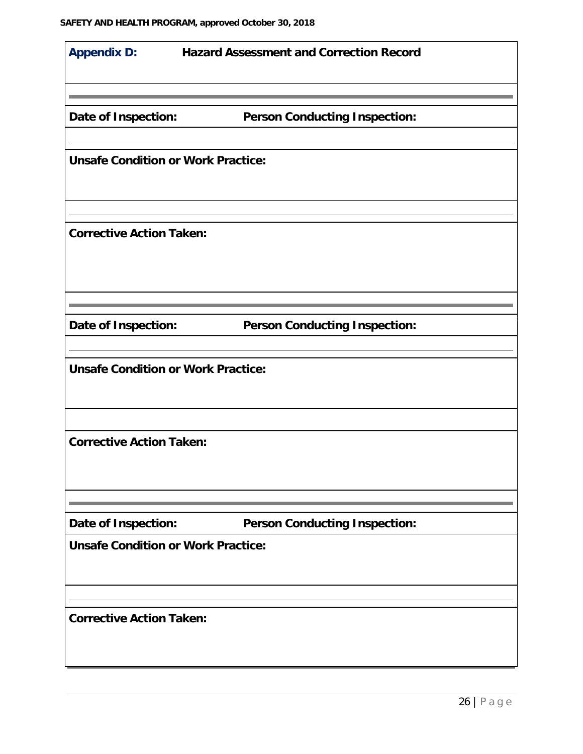## Appendix D: Hazard Assessment and Correction Record

---

**Date of Inspection:** **Person Conducting Inspection:**

**Unsafe Condition or Work Practice:**

**Corrective Action Taken:**

---

**Date of Inspection:** **Person Conducting Inspection:**

**Unsafe Condition or Work Practice:**

**Corrective Action Taken:**

---

**Date of Inspection:** **Person Conducting Inspection:**

**Unsafe Condition or Work Practice:**

**Corrective Action Taken:**